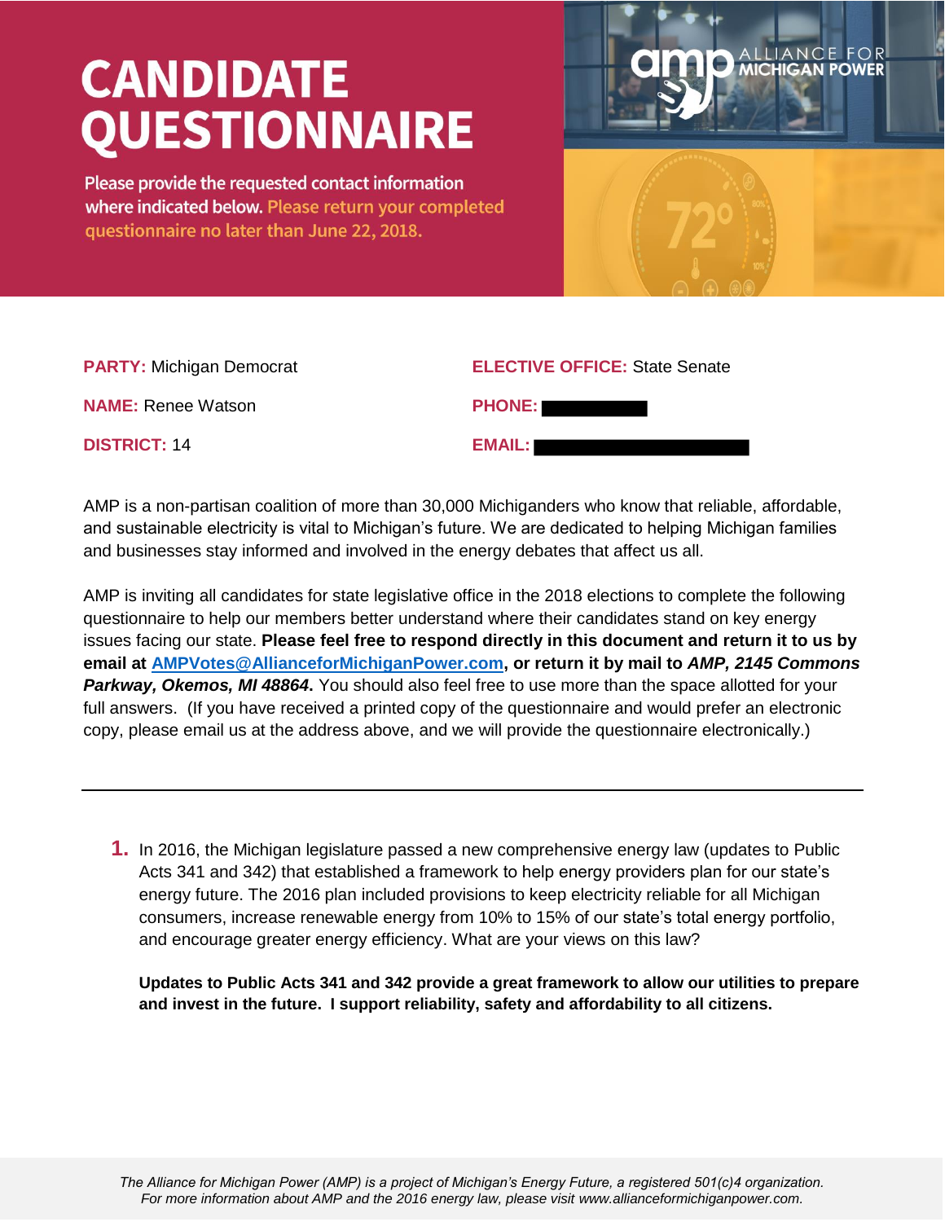# CANDIDATE QUESTIONNAIRE

Please provide the requested contact information where indicated below. Please return your completed questionnaire no later than June 22, 2018.

ALLIANCE FOR MICHIGAN POWER

**PARTY:** Michigan Democrat

**ELECTIVE OFFICE:** State Senate

**NAME:** Renee Watson

**PHONE:**

**DISTRICT:** 14

**EMAIL:**

AMP is a non-partisan coalition of more than 30,000 Michiganders who know that reliable, affordable, and sustainable electricity is vital to Michigan's future. We are dedicated to helping Michigan families and businesses stay informed and involved in the energy debates that affect us all.

AMP is inviting all candidates for state legislative office in the 2018 elections to complete the following questionnaire to help our members better understand where their candidates stand on key energy issues facing our state. **Please feel free to respond directly in this document and return it to us by email at AMPVotes@AllianceforMichiganPower.com, or return it by mail to *AMP, 2145 Commons Parkway, Okemos, MI 48864*.** You should also feel free to use more than the space allotted for your full answers. (If you have received a printed copy of the questionnaire and would prefer an electronic copy, please email us at the address above, and we will provide the questionnaire electronically.)

---

1. In 2016, the Michigan legislature passed a new comprehensive energy law (updates to Public Acts 341 and 342) that established a framework to help energy providers plan for our state's energy future. The 2016 plan included provisions to keep electricity reliable for all Michigan consumers, increase renewable energy from 10% to 15% of our state's total energy portfolio, and encourage greater energy efficiency. What are your views on this law?

   **Updates to Public Acts 341 and 342 provide a great framework to allow our utilities to prepare and invest in the future. I support reliability, safety and affordability to all citizens.**

*The Alliance for Michigan Power (AMP) is a project of Michigan's Energy Future, a registered 501(c)4 organization. For more information about AMP and the 2016 energy law, please visit www.allianceformichiganpower.com.*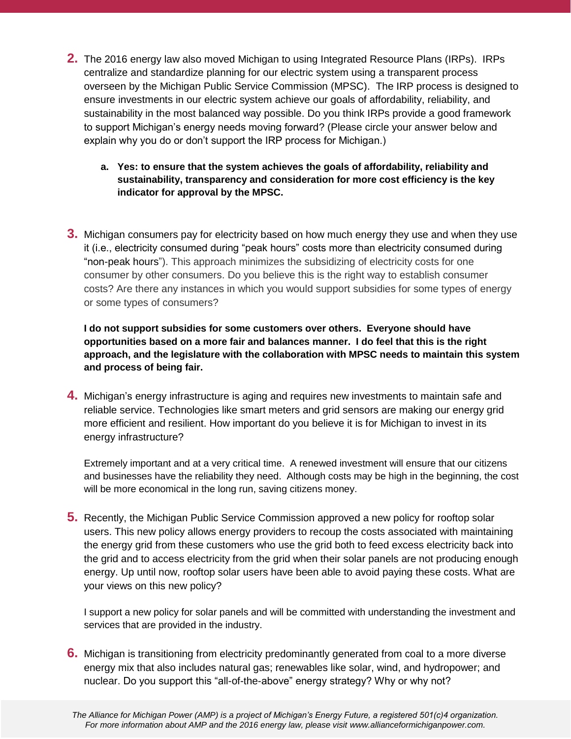2. The 2016 energy law also moved Michigan to using Integrated Resource Plans (IRPs). IRPs centralize and standardize planning for our electric system using a transparent process overseen by the Michigan Public Service Commission (MPSC). The IRP process is designed to ensure investments in our electric system achieve our goals of affordability, reliability, and sustainability in the most balanced way possible. Do you think IRPs provide a good framework to support Michigan's energy needs moving forward? (Please circle your answer below and explain why you do or don't support the IRP process for Michigan.)

   a. **Yes: to ensure that the system achieves the goals of affordability, reliability and sustainability, transparency and consideration for more cost efficiency is the key indicator for approval by the MPSC.**

3. Michigan consumers pay for electricity based on how much energy they use and when they use it (i.e., electricity consumed during "peak hours" costs more than electricity consumed during "non-peak hours"). This approach minimizes the subsidizing of electricity costs for one consumer by other consumers. Do you believe this is the right way to establish consumer costs? Are there any instances in which you would support subsidies for some types of energy or some types of consumers?

   **I do not support subsidies for some customers over others. Everyone should have opportunities based on a more fair and balances manner. I do feel that this is the right approach, and the legislature with the collaboration with MPSC needs to maintain this system and process of being fair.**

4. Michigan's energy infrastructure is aging and requires new investments to maintain safe and reliable service. Technologies like smart meters and grid sensors are making our energy grid more efficient and resilient. How important do you believe it is for Michigan to invest in its energy infrastructure?

   Extremely important and at a very critical time. A renewed investment will ensure that our citizens and businesses have the reliability they need. Although costs may be high in the beginning, the cost will be more economical in the long run, saving citizens money.

5. Recently, the Michigan Public Service Commission approved a new policy for rooftop solar users. This new policy allows energy providers to recoup the costs associated with maintaining the energy grid from these customers who use the grid both to feed excess electricity back into the grid and to access electricity from the grid when their solar panels are not producing enough energy. Up until now, rooftop solar users have been able to avoid paying these costs. What are your views on this new policy?

   I support a new policy for solar panels and will be committed with understanding the investment and services that are provided in the industry.

6. Michigan is transitioning from electricity predominantly generated from coal to a more diverse energy mix that also includes natural gas; renewables like solar, wind, and hydropower; and nuclear. Do you support this "all-of-the-above" energy strategy? Why or why not?

*The Alliance for Michigan Power (AMP) is a project of Michigan's Energy Future, a registered 501(c)4 organization. For more information about AMP and the 2016 energy law, please visit www.allianceformichiganpower.com.*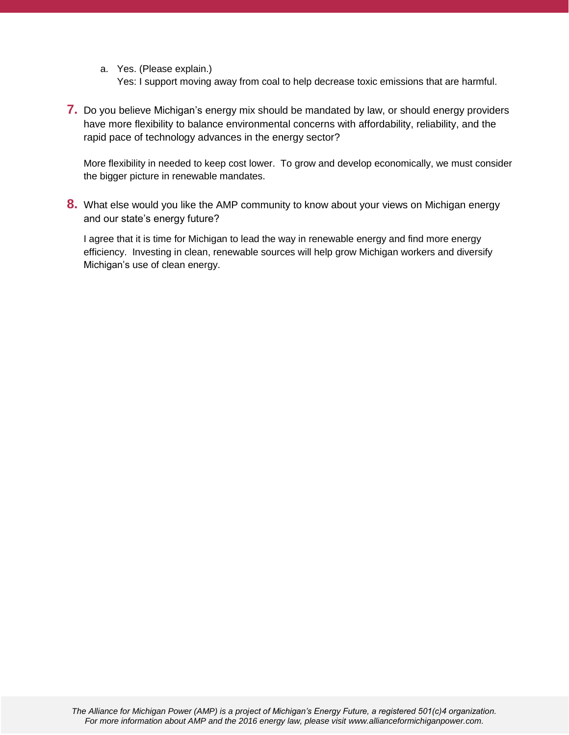a. Yes. (Please explain.)
   Yes: I support moving away from coal to help decrease toxic emissions that are harmful.

**7.** Do you believe Michigan's energy mix should be mandated by law, or should energy providers have more flexibility to balance environmental concerns with affordability, reliability, and the rapid pace of technology advances in the energy sector?

More flexibility in needed to keep cost lower. To grow and develop economically, we must consider the bigger picture in renewable mandates.

**8.** What else would you like the AMP community to know about your views on Michigan energy and our state's energy future?

I agree that it is time for Michigan to lead the way in renewable energy and find more energy efficiency. Investing in clean, renewable sources will help grow Michigan workers and diversify Michigan's use of clean energy.

*The Alliance for Michigan Power (AMP) is a project of Michigan's Energy Future, a registered 501(c)4 organization. For more information about AMP and the 2016 energy law, please visit www.allianceformichiganpower.com.*